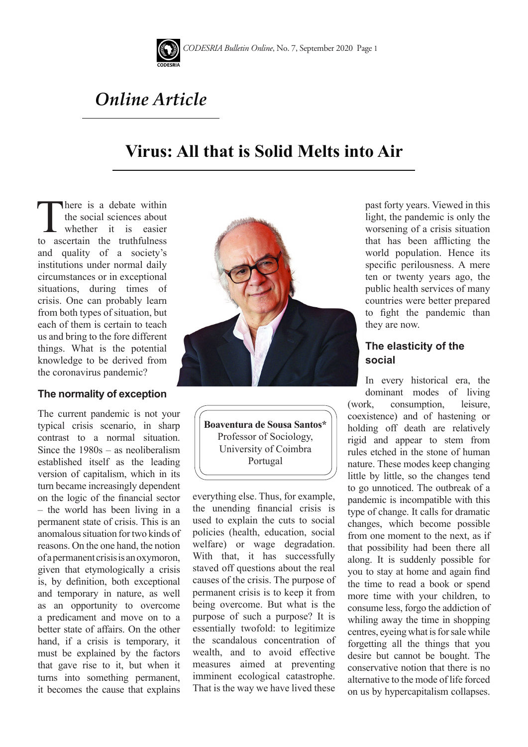*Online Article*

# Virus: All that is Solid Melts into Air

**Boaventura de Sousa Santos***
Professor of Sociology,
University of Coimbra
Portugal

There is a debate within the social sciences about whether it is easier to ascertain the truthfulness and quality of a society's institutions under normal daily circumstances or in exceptional situations, during times of crisis. One can probably learn from both types of situation, but each of them is certain to teach us and bring to the fore different things. What is the potential knowledge to be derived from the coronavirus pandemic?

## The normality of exception

The current pandemic is not your typical crisis scenario, in sharp contrast to a normal situation. Since the 1980s – as neoliberalism established itself as the leading version of capitalism, which in its turn became increasingly dependent on the logic of the financial sector – the world has been living in a permanent state of crisis. This is an anomalous situation for two kinds of reasons. On the one hand, the notion of a permanent crisis is an oxymoron, given that etymologically a crisis is, by definition, both exceptional and temporary in nature, as well as an opportunity to overcome a predicament and move on to a better state of affairs. On the other hand, if a crisis is temporary, it must be explained by the factors that gave rise to it, but when it turns into something permanent, it becomes the cause that explains everything else. Thus, for example, the unending financial crisis is used to explain the cuts to social policies (health, education, social welfare) or wage degradation. With that, it has successfully staved off questions about the real causes of the crisis. The purpose of permanent crisis is to keep it from being overcome. But what is the purpose of such a purpose? It is essentially twofold: to legitimize the scandalous concentration of wealth, and to avoid effective measures aimed at preventing imminent ecological catastrophe. That is the way we have lived these past forty years. Viewed in this light, the pandemic is only the worsening of a crisis situation that has been afflicting the world population. Hence its specific perilousness. A mere ten or twenty years ago, the public health services of many countries were better prepared to fight the pandemic than they are now.

## The elasticity of the social

In every historical era, the dominant modes of living (work, consumption, leisure, coexistence) and of hastening or holding off death are relatively rigid and appear to stem from rules etched in the stone of human nature. These modes keep changing little by little, so the changes tend to go unnoticed. The outbreak of a pandemic is incompatible with this type of change. It calls for dramatic changes, which become possible from one moment to the next, as if that possibility had been there all along. It is suddenly possible for you to stay at home and again find the time to read a book or spend more time with your children, to consume less, forgo the addiction of whiling away the time in shopping centres, eyeing what is for sale while forgetting all the things that you desire but cannot be bought. The conservative notion that there is no alternative to the mode of life forced on us by hypercapitalism collapses.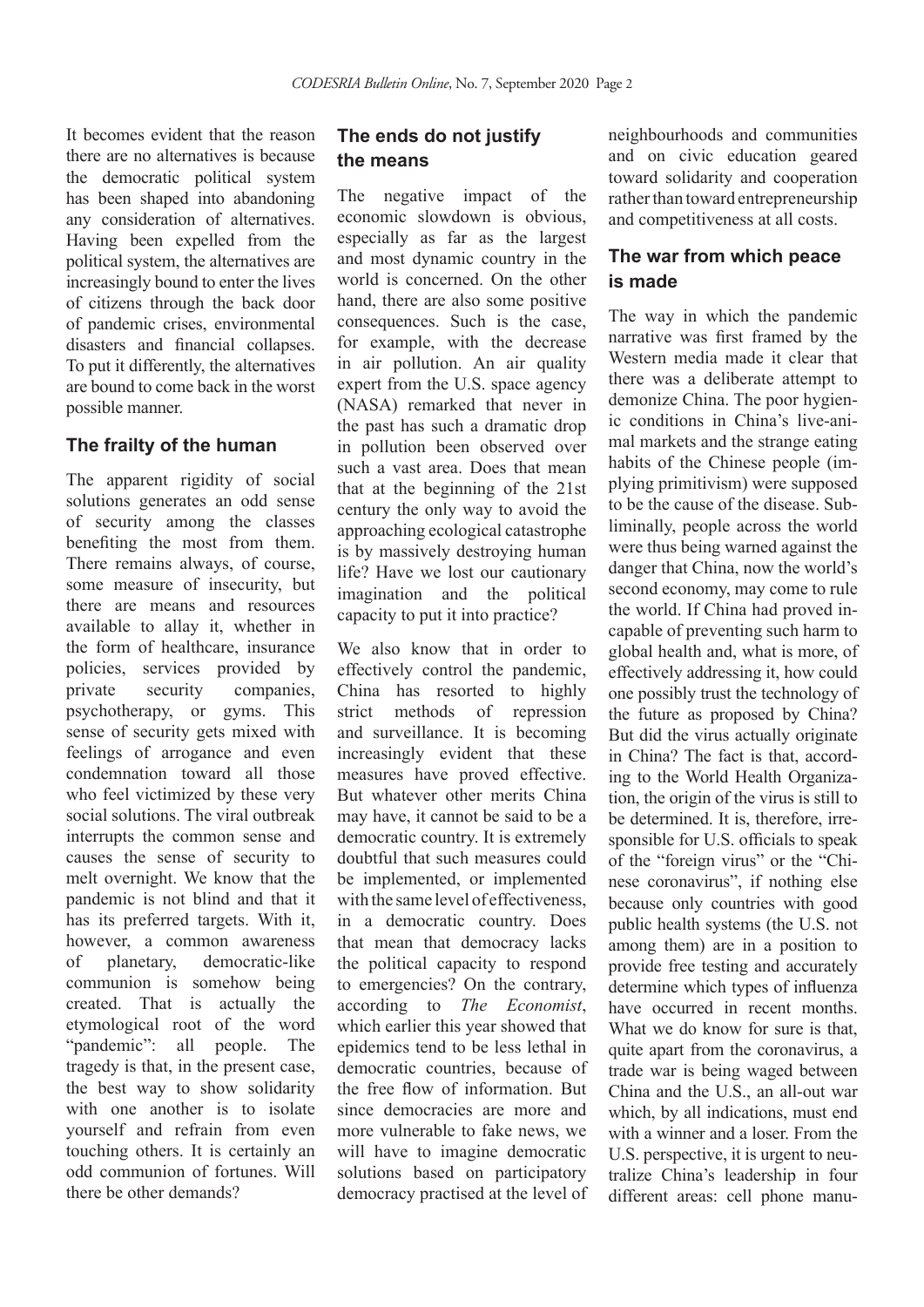It becomes evident that the reason there are no alternatives is because the democratic political system has been shaped into abandoning any consideration of alternatives. Having been expelled from the political system, the alternatives are increasingly bound to enter the lives of citizens through the back door of pandemic crises, environmental disasters and financial collapses. To put it differently, the alternatives are bound to come back in the worst possible manner.

## The frailty of the human

The apparent rigidity of social solutions generates an odd sense of security among the classes benefiting the most from them. There remains always, of course, some measure of insecurity, but there are means and resources available to allay it, whether in the form of healthcare, insurance policies, services provided by private security companies, psychotherapy, or gyms. This sense of security gets mixed with feelings of arrogance and even condemnation toward all those who feel victimized by these very social solutions. The viral outbreak interrupts the common sense and causes the sense of security to melt overnight. We know that the pandemic is not blind and that it has its preferred targets. With it, however, a common awareness of planetary, democratic-like communion is somehow being created. That is actually the etymological root of the word "pandemic": all people. The tragedy is that, in the present case, the best way to show solidarity with one another is to isolate yourself and refrain from even touching others. It is certainly an odd communion of fortunes. Will there be other demands?

## The ends do not justify the means

The negative impact of the economic slowdown is obvious, especially as far as the largest and most dynamic country in the world is concerned. On the other hand, there are also some positive consequences. Such is the case, for example, with the decrease in air pollution. An air quality expert from the U.S. space agency (NASA) remarked that never in the past has such a dramatic drop in pollution been observed over such a vast area. Does that mean that at the beginning of the 21st century the only way to avoid the approaching ecological catastrophe is by massively destroying human life? Have we lost our cautionary imagination and the political capacity to put it into practice?

We also know that in order to effectively control the pandemic, China has resorted to highly strict methods of repression and surveillance. It is becoming increasingly evident that these measures have proved effective. But whatever other merits China may have, it cannot be said to be a democratic country. It is extremely doubtful that such measures could be implemented, or implemented with the same level of effectiveness, in a democratic country. Does that mean that democracy lacks the political capacity to respond to emergencies? On the contrary, according to *The Economist*, which earlier this year showed that epidemics tend to be less lethal in democratic countries, because of the free flow of information. But since democracies are more and more vulnerable to fake news, we will have to imagine democratic solutions based on participatory democracy practised at the level of neighbourhoods and communities and on civic education geared toward solidarity and cooperation rather than toward entrepreneurship and competitiveness at all costs.

## The war from which peace is made

The way in which the pandemic narrative was first framed by the Western media made it clear that there was a deliberate attempt to demonize China. The poor hygienic conditions in China's live-animal markets and the strange eating habits of the Chinese people (implying primitivism) were supposed to be the cause of the disease. Subliminally, people across the world were thus being warned against the danger that China, now the world's second economy, may come to rule the world. If China had proved incapable of preventing such harm to global health and, what is more, of effectively addressing it, how could one possibly trust the technology of the future as proposed by China? But did the virus actually originate in China? The fact is that, according to the World Health Organization, the origin of the virus is still to be determined. It is, therefore, irresponsible for U.S. officials to speak of the "foreign virus" or the "Chinese coronavirus", if nothing else because only countries with good public health systems (the U.S. not among them) are in a position to provide free testing and accurately determine which types of influenza have occurred in recent months. What we do know for sure is that, quite apart from the coronavirus, a trade war is being waged between China and the U.S., an all-out war which, by all indications, must end with a winner and a loser. From the U.S. perspective, it is urgent to neutralize China's leadership in four different areas: cell phone manu-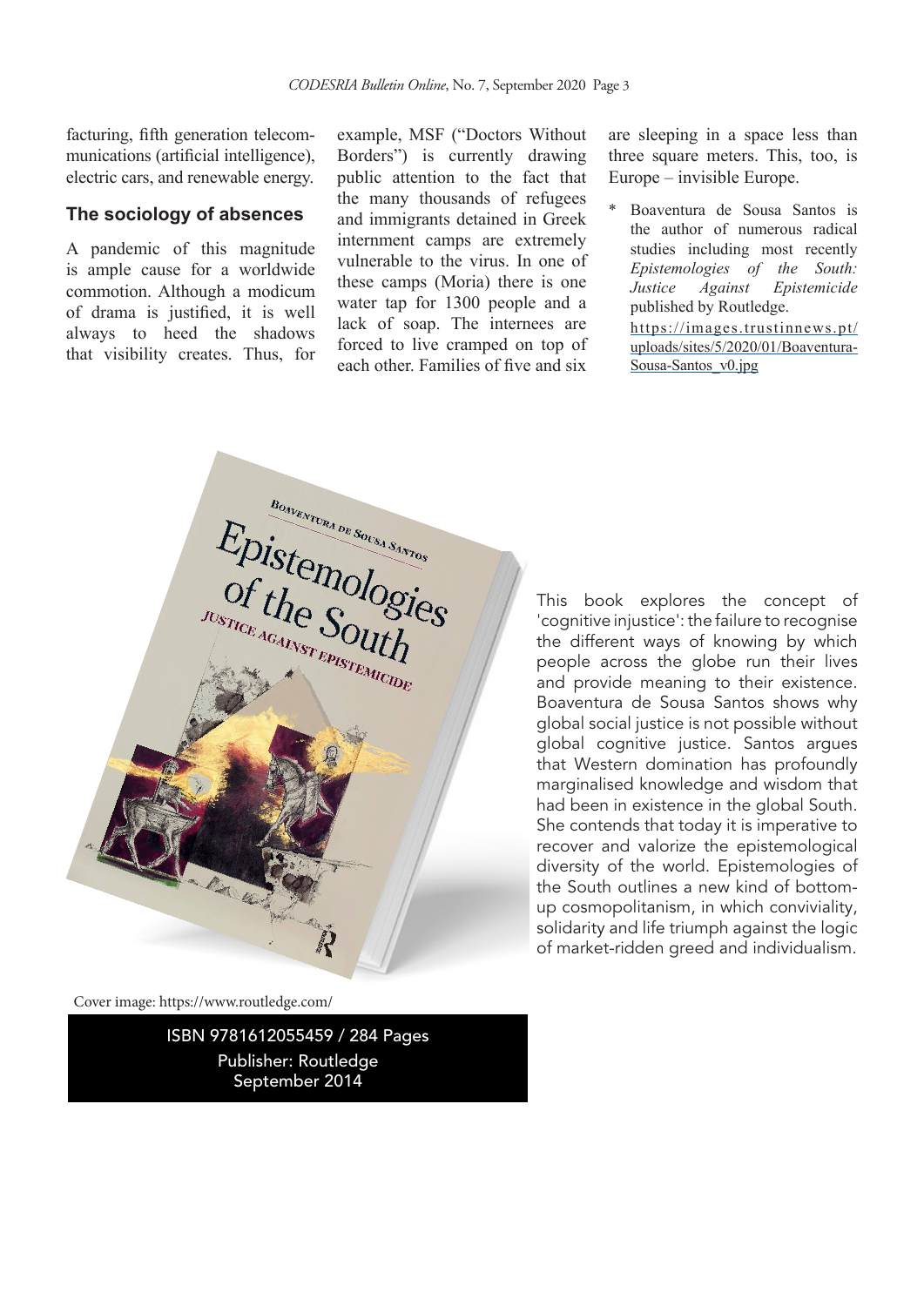facturing, fifth generation telecommunications (artificial intelligence), electric cars, and renewable energy.

### The sociology of absences

A pandemic of this magnitude is ample cause for a worldwide commotion. Although a modicum of drama is justified, it is well always to heed the shadows that visibility creates. Thus, for example, MSF ("Doctors Without Borders") is currently drawing public attention to the fact that the many thousands of refugees and immigrants detained in Greek internment camps are extremely vulnerable to the virus. In one of these camps (Moria) there is one water tap for 1300 people and a lack of soap. The internees are forced to live cramped on top of each other. Families of five and six are sleeping in a space less than three square meters. This, too, is Europe – invisible Europe.

\* Boaventura de Sousa Santos is the author of numerous radical studies including most recently *Epistemologies of the South: Justice Against Epistemicide* published by Routledge.
https://images.trustinnews.pt/uploads/sites/5/2020/01/Boaventura-Sousa-Santos_v0.jpg

Cover image: https://www.routledge.com/

ISBN 9781612055459 / 284 Pages
Publisher: Routledge
September 2014

This book explores the concept of 'cognitive injustice': the failure to recognise the different ways of knowing by which people across the globe run their lives and provide meaning to their existence. Boaventura de Sousa Santos shows why global social justice is not possible without global cognitive justice. Santos argues that Western domination has profoundly marginalised knowledge and wisdom that had been in existence in the global South. She contends that today it is imperative to recover and valorize the epistemological diversity of the world. Epistemologies of the South outlines a new kind of bottom-up cosmopolitanism, in which conviviality, solidarity and life triumph against the logic of market-ridden greed and individualism.